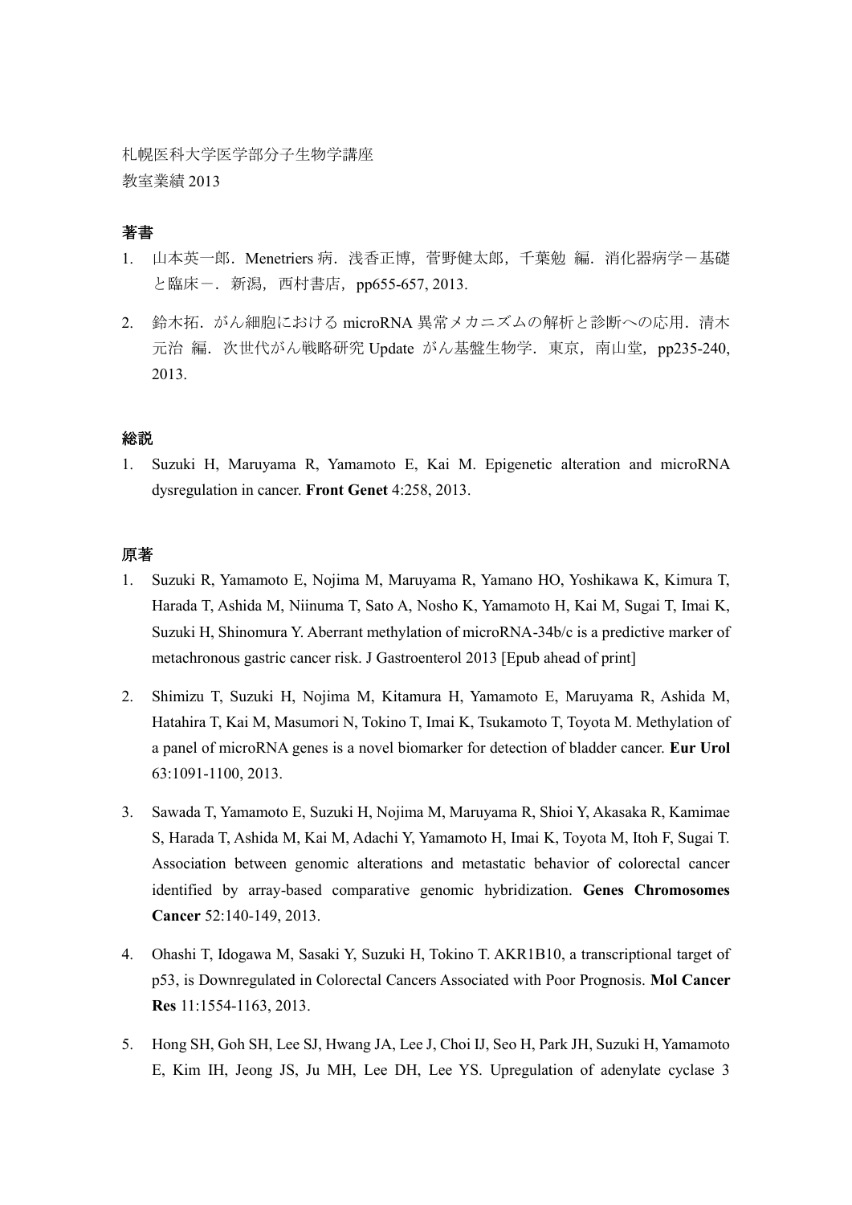札幌医科大学医学部分子生物学講座
教室業績 2013

## 著書

1. 山本英一郎．Menetriers 病．浅香正博，菅野健太郎，千葉勉 編．消化器病学－基礎と臨床－．新潟，西村書店，pp655-657, 2013.

2. 鈴木拓．がん細胞における microRNA 異常メカニズムの解析と診断への応用．清木元治 編．次世代がん戦略研究 Update がん基盤生物学．東京，南山堂，pp235-240, 2013.

## 総説

1. Suzuki H, Maruyama R, Yamamoto E, Kai M. Epigenetic alteration and microRNA dysregulation in cancer. **Front Genet** 4:258, 2013.

## 原著

1. Suzuki R, Yamamoto E, Nojima M, Maruyama R, Yamano HO, Yoshikawa K, Kimura T, Harada T, Ashida M, Niinuma T, Sato A, Nosho K, Yamamoto H, Kai M, Sugai T, Imai K, Suzuki H, Shinomura Y. Aberrant methylation of microRNA-34b/c is a predictive marker of metachronous gastric cancer risk. J Gastroenterol 2013 [Epub ahead of print]

2. Shimizu T, Suzuki H, Nojima M, Kitamura H, Yamamoto E, Maruyama R, Ashida M, Hatahira T, Kai M, Masumori N, Tokino T, Imai K, Tsukamoto T, Toyota M. Methylation of a panel of microRNA genes is a novel biomarker for detection of bladder cancer. **Eur Urol** 63:1091-1100, 2013.

3. Sawada T, Yamamoto E, Suzuki H, Nojima M, Maruyama R, Shioi Y, Akasaka R, Kamimae S, Harada T, Ashida M, Kai M, Adachi Y, Yamamoto H, Imai K, Toyota M, Itoh F, Sugai T. Association between genomic alterations and metastatic behavior of colorectal cancer identified by array-based comparative genomic hybridization. **Genes Chromosomes Cancer** 52:140-149, 2013.

4. Ohashi T, Idogawa M, Sasaki Y, Suzuki H, Tokino T. AKR1B10, a transcriptional target of p53, is Downregulated in Colorectal Cancers Associated with Poor Prognosis. **Mol Cancer Res** 11:1554-1163, 2013.

5. Hong SH, Goh SH, Lee SJ, Hwang JA, Lee J, Choi IJ, Seo H, Park JH, Suzuki H, Yamamoto E, Kim IH, Jeong JS, Ju MH, Lee DH, Lee YS. Upregulation of adenylate cyclase 3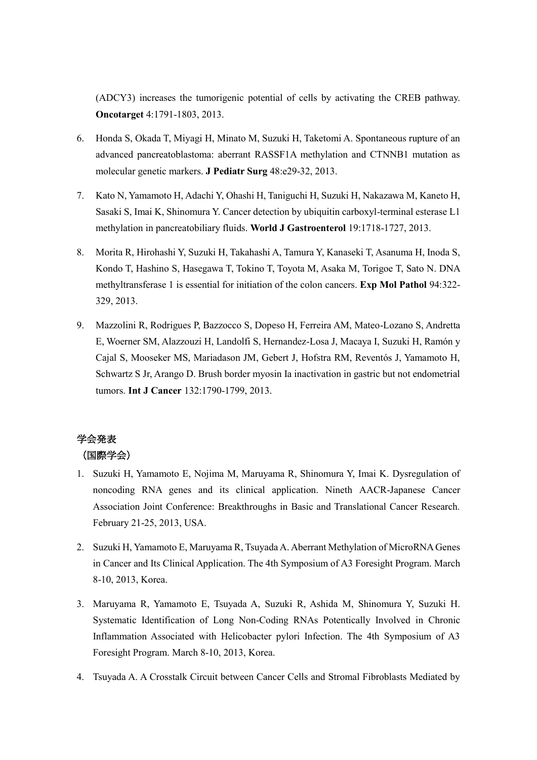(ADCY3) increases the tumorigenic potential of cells by activating the CREB pathway. **Oncotarget** 4:1791-1803, 2013.

6. Honda S, Okada T, Miyagi H, Minato M, Suzuki H, Taketomi A. Spontaneous rupture of an advanced pancreatoblastoma: aberrant RASSF1A methylation and CTNNB1 mutation as molecular genetic markers. **J Pediatr Surg** 48:e29-32, 2013.

7. Kato N, Yamamoto H, Adachi Y, Ohashi H, Taniguchi H, Suzuki H, Nakazawa M, Kaneto H, Sasaki S, Imai K, Shinomura Y. Cancer detection by ubiquitin carboxyl-terminal esterase L1 methylation in pancreatobiliary fluids. **World J Gastroenterol** 19:1718-1727, 2013.

8. Morita R, Hirohashi Y, Suzuki H, Takahashi A, Tamura Y, Kanaseki T, Asanuma H, Inoda S, Kondo T, Hashino S, Hasegawa T, Tokino T, Toyota M, Asaka M, Torigoe T, Sato N. DNA methyltransferase 1 is essential for initiation of the colon cancers. **Exp Mol Pathol** 94:322-329, 2013.

9. Mazzolini R, Rodrigues P, Bazzocco S, Dopeso H, Ferreira AM, Mateo-Lozano S, Andretta E, Woerner SM, Alazzouzi H, Landolfi S, Hernandez-Losa J, Macaya I, Suzuki H, Ramón y Cajal S, Mooseker MS, Mariadason JM, Gebert J, Hofstra RM, Reventós J, Yamamoto H, Schwartz S Jr, Arango D. Brush border myosin Ia inactivation in gastric but not endometrial tumors. **Int J Cancer** 132:1790-1799, 2013.

## 学会発表

### （国際学会）

1. Suzuki H, Yamamoto E, Nojima M, Maruyama R, Shinomura Y, Imai K. Dysregulation of noncoding RNA genes and its clinical application. Nineth AACR-Japanese Cancer Association Joint Conference: Breakthroughs in Basic and Translational Cancer Research. February 21-25, 2013, USA.

2. Suzuki H, Yamamoto E, Maruyama R, Tsuyada A. Aberrant Methylation of MicroRNA Genes in Cancer and Its Clinical Application. The 4th Symposium of A3 Foresight Program. March 8-10, 2013, Korea.

3. Maruyama R, Yamamoto E, Tsuyada A, Suzuki R, Ashida M, Shinomura Y, Suzuki H. Systematic Identification of Long Non-Coding RNAs Potentically Involved in Chronic Inflammation Associated with Helicobacter pylori Infection. The 4th Symposium of A3 Foresight Program. March 8-10, 2013, Korea.

4. Tsuyada A. A Crosstalk Circuit between Cancer Cells and Stromal Fibroblasts Mediated by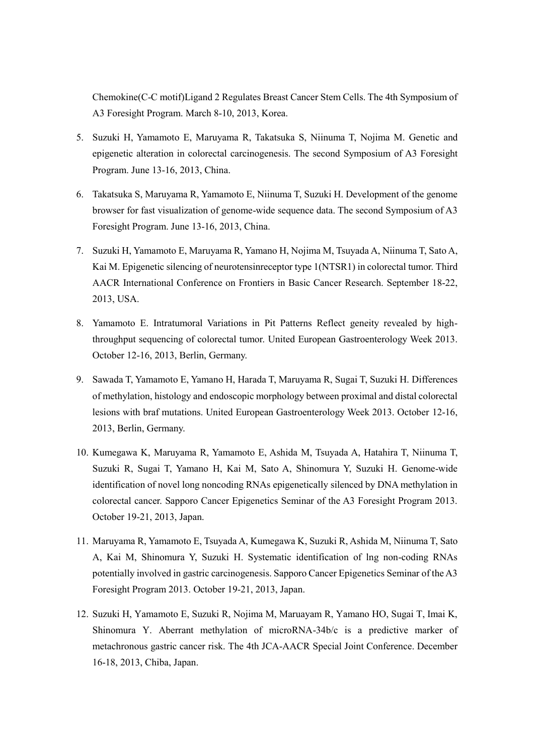Chemokine(C-C motif)Ligand 2 Regulates Breast Cancer Stem Cells. The 4th Symposium of A3 Foresight Program. March 8-10, 2013, Korea.

5. Suzuki H, Yamamoto E, Maruyama R, Takatsuka S, Niinuma T, Nojima M. Genetic and epigenetic alteration in colorectal carcinogenesis. The second Symposium of A3 Foresight Program. June 13-16, 2013, China.

6. Takatsuka S, Maruyama R, Yamamoto E, Niinuma T, Suzuki H. Development of the genome browser for fast visualization of genome-wide sequence data. The second Symposium of A3 Foresight Program. June 13-16, 2013, China.

7. Suzuki H, Yamamoto E, Maruyama R, Yamano H, Nojima M, Tsuyada A, Niinuma T, Sato A, Kai M. Epigenetic silencing of neurotensinreceptor type 1(NTSR1) in colorectal tumor. Third AACR International Conference on Frontiers in Basic Cancer Research. September 18-22, 2013, USA.

8. Yamamoto E. Intratumoral Variations in Pit Patterns Reflect geneity revealed by high-throughput sequencing of colorectal tumor. United European Gastroenterology Week 2013. October 12-16, 2013, Berlin, Germany.

9. Sawada T, Yamamoto E, Yamano H, Harada T, Maruyama R, Sugai T, Suzuki H. Differences of methylation, histology and endoscopic morphology between proximal and distal colorectal lesions with braf mutations. United European Gastroenterology Week 2013. October 12-16, 2013, Berlin, Germany.

10. Kumegawa K, Maruyama R, Yamamoto E, Ashida M, Tsuyada A, Hatahira T, Niinuma T, Suzuki R, Sugai T, Yamano H, Kai M, Sato A, Shinomura Y, Suzuki H. Genome-wide identification of novel long noncoding RNAs epigenetically silenced by DNA methylation in colorectal cancer. Sapporo Cancer Epigenetics Seminar of the A3 Foresight Program 2013. October 19-21, 2013, Japan.

11. Maruyama R, Yamamoto E, Tsuyada A, Kumegawa K, Suzuki R, Ashida M, Niinuma T, Sato A, Kai M, Shinomura Y, Suzuki H. Systematic identification of lng non-coding RNAs potentially involved in gastric carcinogenesis. Sapporo Cancer Epigenetics Seminar of the A3 Foresight Program 2013. October 19-21, 2013, Japan.

12. Suzuki H, Yamamoto E, Suzuki R, Nojima M, Maruayam R, Yamano HO, Sugai T, Imai K, Shinomura Y. Aberrant methylation of microRNA-34b/c is a predictive marker of metachronous gastric cancer risk. The 4th JCA-AACR Special Joint Conference. December 16-18, 2013, Chiba, Japan.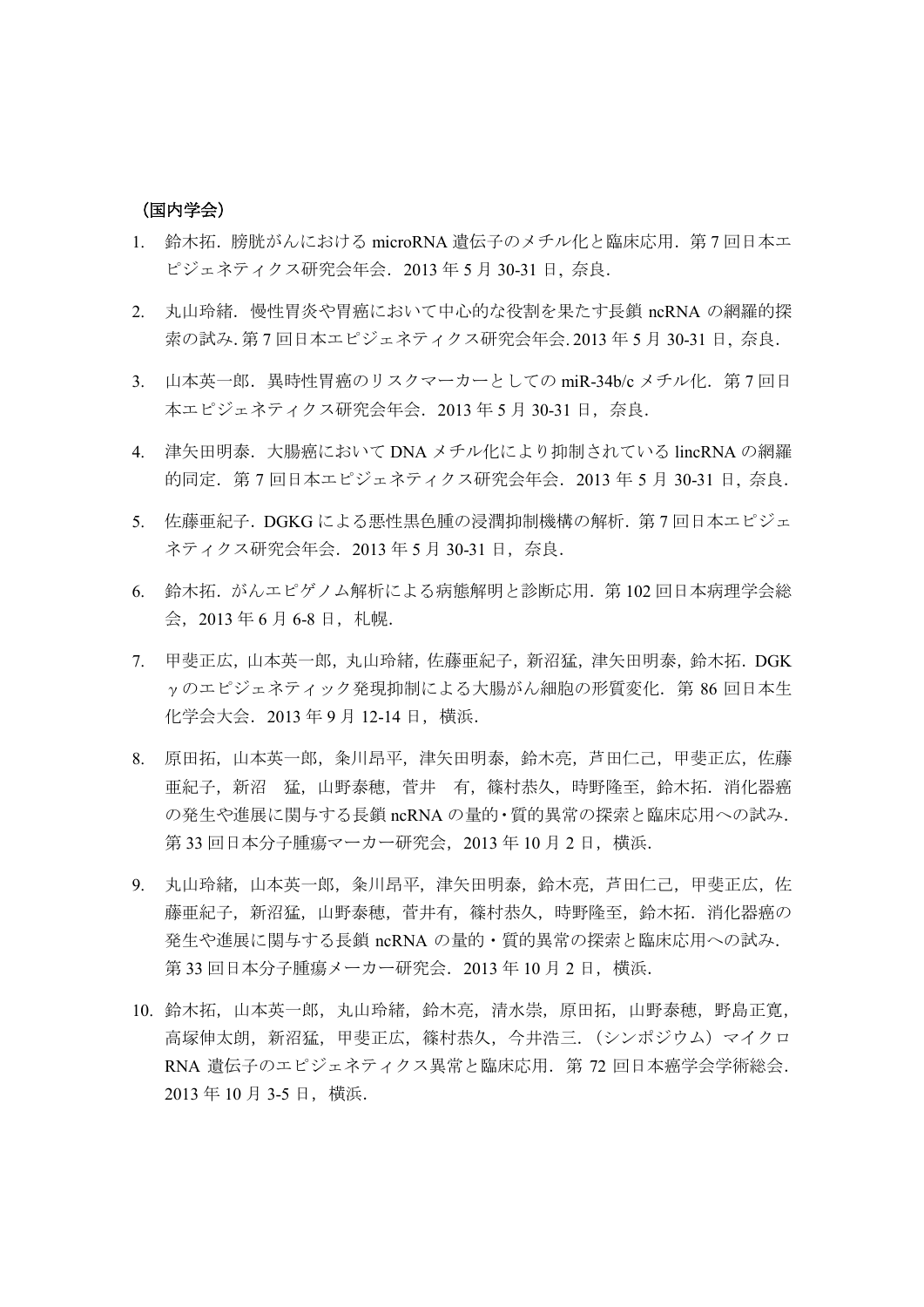（国内学会）

1. 鈴木拓．膀胱がんにおける microRNA 遺伝子のメチル化と臨床応用．第 7 回日本エピジェネティクス研究会年会．2013 年 5 月 30-31 日，奈良．
2. 丸山玲緒．慢性胃炎や胃癌において中心的な役割を果たす長鎖 ncRNA の網羅的探索の試み. 第 7 回日本エピジェネティクス研究会年会. 2013 年 5 月 30-31 日，奈良．
3. 山本英一郎．異時性胃癌のリスクマーカーとしての miR-34b/c メチル化．第 7 回日本エピジェネティクス研究会年会．2013 年 5 月 30-31 日，奈良．
4. 津矢田明泰．大腸癌において DNA メチル化により抑制されている lincRNA の網羅的同定．第 7 回日本エピジェネティクス研究会年会．2013 年 5 月 30-31 日，奈良．
5. 佐藤亜紀子．DGKG による悪性黒色腫の浸潤抑制機構の解析．第 7 回日本エピジェネティクス研究会年会．2013 年 5 月 30-31 日，奈良．
6. 鈴木拓．がんエピゲノム解析による病態解明と診断応用．第 102 回日本病理学会総会，2013 年 6 月 6-8 日，札幌．
7. 甲斐正広，山本英一郎，丸山玲緒，佐藤亜紀子，新沼猛，津矢田明泰，鈴木拓．DGK γのエピジェネティック発現抑制による大腸がん細胞の形質変化．第 86 回日本生化学会大会．2013 年 9 月 12-14 日，横浜．
8. 原田拓，山本英一郎，粂川昂平，津矢田明泰，鈴木亮，芦田仁己，甲斐正広，佐藤亜紀子，新沼　猛，山野泰穂，菅井　有，篠村恭久，時野隆至，鈴木拓．消化器癌の発生や進展に関与する長鎖 ncRNA の量的･質的異常の探索と臨床応用への試み．第 33 回日本分子腫瘍マーカー研究会，2013 年 10 月 2 日，横浜．
9. 丸山玲緒，山本英一郎，粂川昂平，津矢田明泰，鈴木亮，芦田仁己，甲斐正広，佐藤亜紀子，新沼猛，山野泰穂，菅井有，篠村恭久，時野隆至，鈴木拓．消化器癌の発生や進展に関与する長鎖 ncRNA の量的・質的異常の探索と臨床応用への試み．第 33 回日本分子腫瘍メーカー研究会．2013 年 10 月 2 日，横浜．
10. 鈴木拓，山本英一郎，丸山玲緒，鈴木亮，清水崇，原田拓，山野泰穂，野島正寛，高塚伸太朗，新沼猛，甲斐正広，篠村恭久，今井浩三．（シンポジウム）マイクロ RNA 遺伝子のエピジェネティクス異常と臨床応用．第 72 回日本癌学会学術総会．2013 年 10 月 3-5 日，横浜．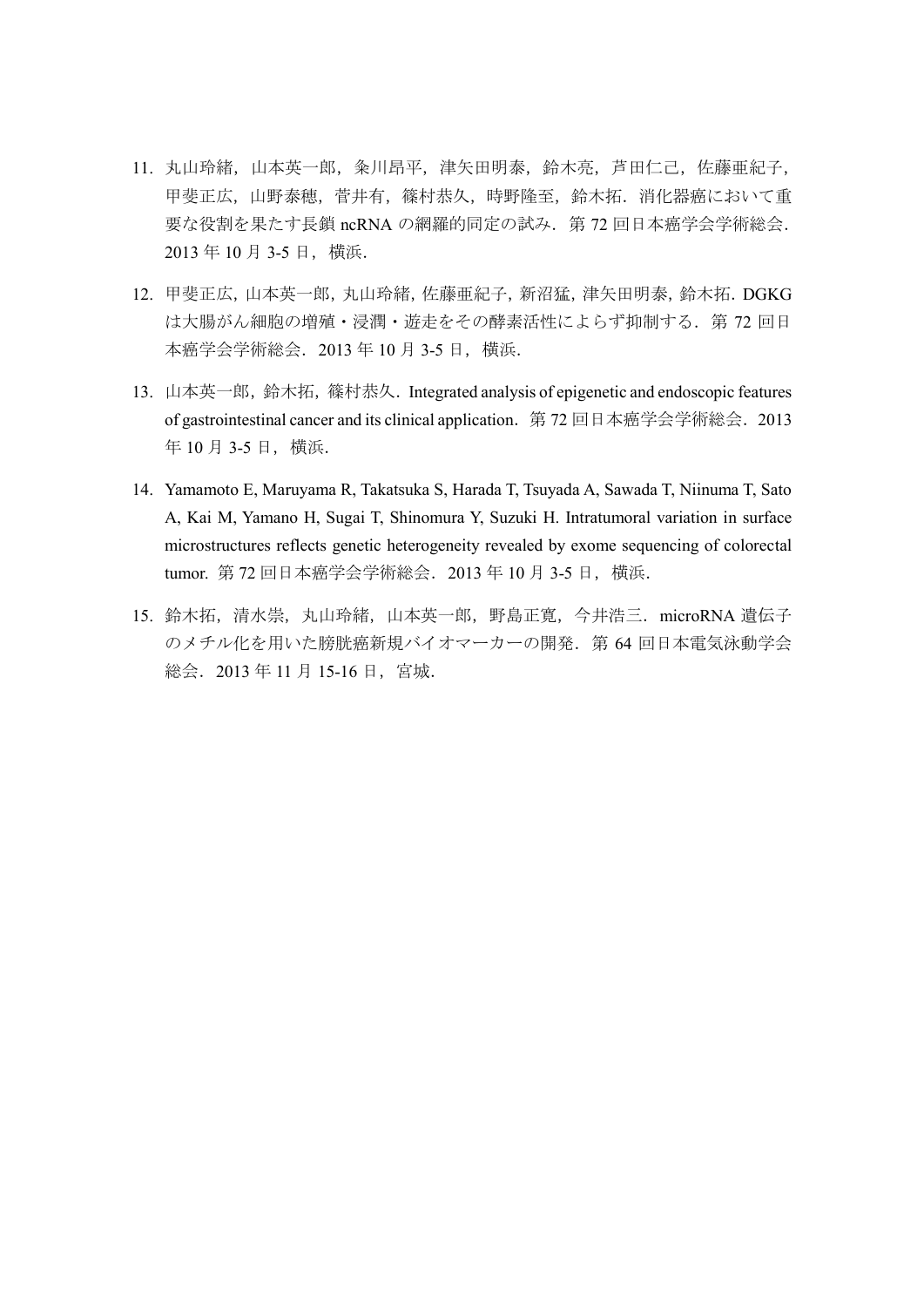11. 丸山玲緒，山本英一郎，粂川昂平，津矢田明泰，鈴木亮，芦田仁己，佐藤亜紀子，甲斐正広，山野泰穂，菅井有，篠村恭久，時野隆至，鈴木拓．消化器癌において重要な役割を果たす長鎖 ncRNA の網羅的同定の試み．第 72 回日本癌学会学術総会．2013 年 10 月 3-5 日，横浜.

12. 甲斐正広, 山本英一郎, 丸山玲緒, 佐藤亜紀子, 新沼猛, 津矢田明泰, 鈴木拓．DGKG は大腸がん細胞の増殖・浸潤・遊走をその酵素活性によらず抑制する．第 72 回日本癌学会学術総会．2013 年 10 月 3-5 日，横浜.

13. 山本英一郎，鈴木拓，篠村恭久．Integrated analysis of epigenetic and endoscopic features of gastrointestinal cancer and its clinical application．第 72 回日本癌学会学術総会．2013 年 10 月 3-5 日，横浜.

14. Yamamoto E, Maruyama R, Takatsuka S, Harada T, Tsuyada A, Sawada T, Niinuma T, Sato A, Kai M, Yamano H, Sugai T, Shinomura Y, Suzuki H. Intratumoral variation in surface microstructures reflects genetic heterogeneity revealed by exome sequencing of colorectal tumor. 第 72 回日本癌学会学術総会．2013 年 10 月 3-5 日，横浜.

15. 鈴木拓，清水崇，丸山玲緒，山本英一郎，野島正寛，今井浩三．microRNA 遺伝子のメチル化を用いた膀胱癌新規バイオマーカーの開発．第 64 回日本電気泳動学会総会．2013 年 11 月 15-16 日，宮城.